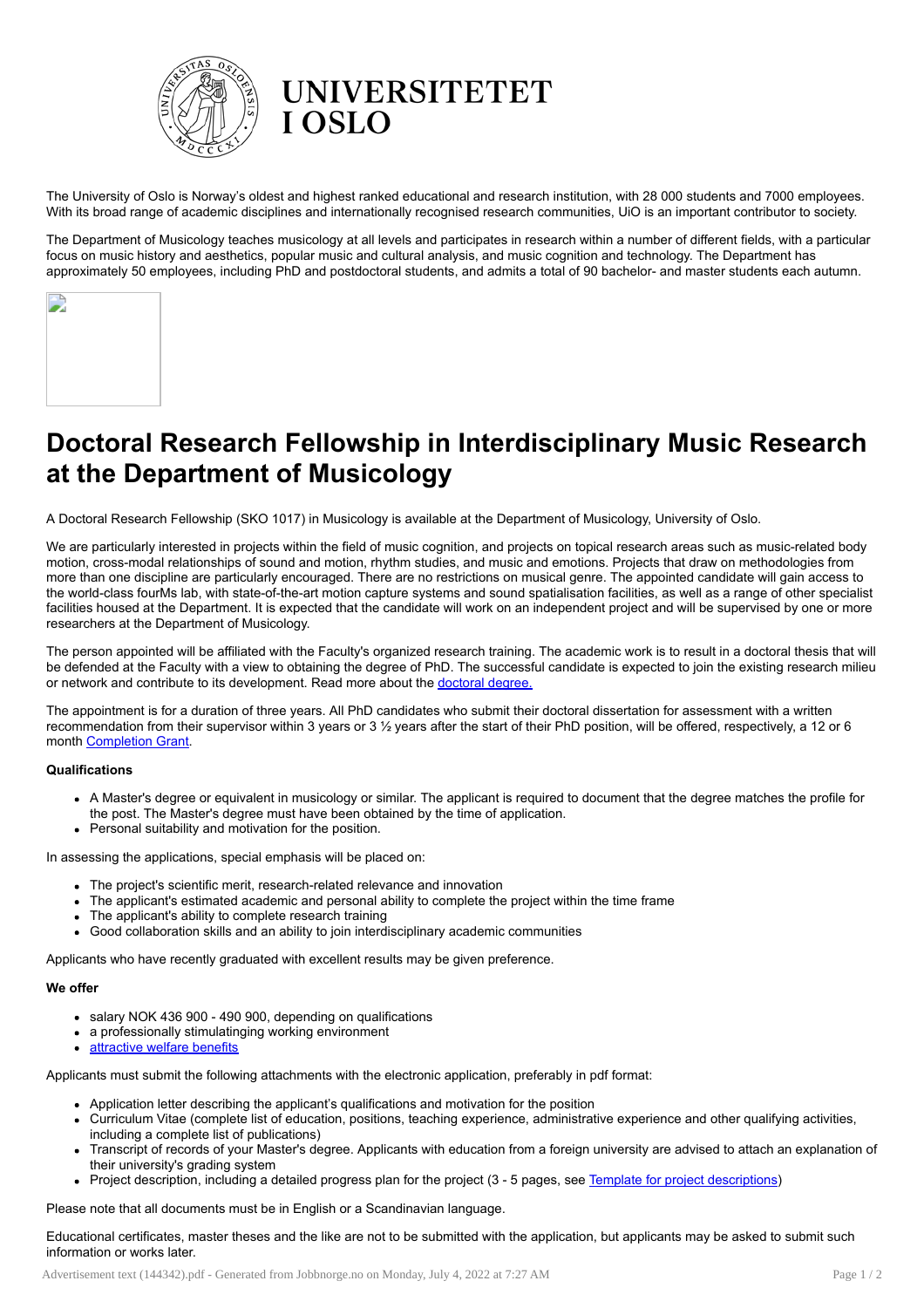UNIVERSITETET I OSLO

The University of Oslo is Norway's oldest and highest ranked educational and research institution, with 28 000 students and 7000 employees. With its broad range of academic disciplines and internationally recognised research communities, UiO is an important contributor to society.

The Department of Musicology teaches musicology at all levels and participates in research within a number of different fields, with a particular focus on music history and aesthetics, popular music and cultural analysis, and music cognition and technology. The Department has approximately 50 employees, including PhD and postdoctoral students, and admits a total of 90 bachelor- and master students each autumn.

# Doctoral Research Fellowship in Interdisciplinary Music Research at the Department of Musicology

A Doctoral Research Fellowship (SKO 1017) in Musicology is available at the Department of Musicology, University of Oslo.

We are particularly interested in projects within the field of music cognition, and projects on topical research areas such as music-related body motion, cross-modal relationships of sound and motion, rhythm studies, and music and emotions. Projects that draw on methodologies from more than one discipline are particularly encouraged. There are no restrictions on musical genre. The appointed candidate will gain access to the world-class fourMs lab, with state-of-the-art motion capture systems and sound spatialisation facilities, as well as a range of other specialist facilities housed at the Department. It is expected that the candidate will work on an independent project and will be supervised by one or more researchers at the Department of Musicology.

The person appointed will be affiliated with the Faculty's organized research training. The academic work is to result in a doctoral thesis that will be defended at the Faculty with a view to obtaining the degree of PhD. The successful candidate is expected to join the existing research milieu or network and contribute to its development. Read more about the doctoral degree.

The appointment is for a duration of three years. All PhD candidates who submit their doctoral dissertation for assessment with a written recommendation from their supervisor within 3 years or 3 ½ years after the start of their PhD position, will be offered, respectively, a 12 or 6 month Completion Grant.

**Qualifications**

- A Master's degree or equivalent in musicology or similar. The applicant is required to document that the degree matches the profile for the post. The Master's degree must have been obtained by the time of application.
- Personal suitability and motivation for the position.

In assessing the applications, special emphasis will be placed on:

- The project's scientific merit, research-related relevance and innovation
- The applicant's estimated academic and personal ability to complete the project within the time frame
- The applicant's ability to complete research training
- Good collaboration skills and an ability to join interdisciplinary academic communities

Applicants who have recently graduated with excellent results may be given preference.

**We offer**

- salary NOK 436 900 - 490 900, depending on qualifications
- a professionally stimulatinging working environment
- attractive welfare benefits

Applicants must submit the following attachments with the electronic application, preferably in pdf format:

- Application letter describing the applicant's qualifications and motivation for the position
- Curriculum Vitae (complete list of education, positions, teaching experience, administrative experience and other qualifying activities, including a complete list of publications)
- Transcript of records of your Master's degree. Applicants with education from a foreign university are advised to attach an explanation of their university's grading system
- Project description, including a detailed progress plan for the project (3 - 5 pages, see Template for project descriptions)

Please note that all documents must be in English or a Scandinavian language.

Educational certificates, master theses and the like are not to be submitted with the application, but applicants may be asked to submit such information or works later.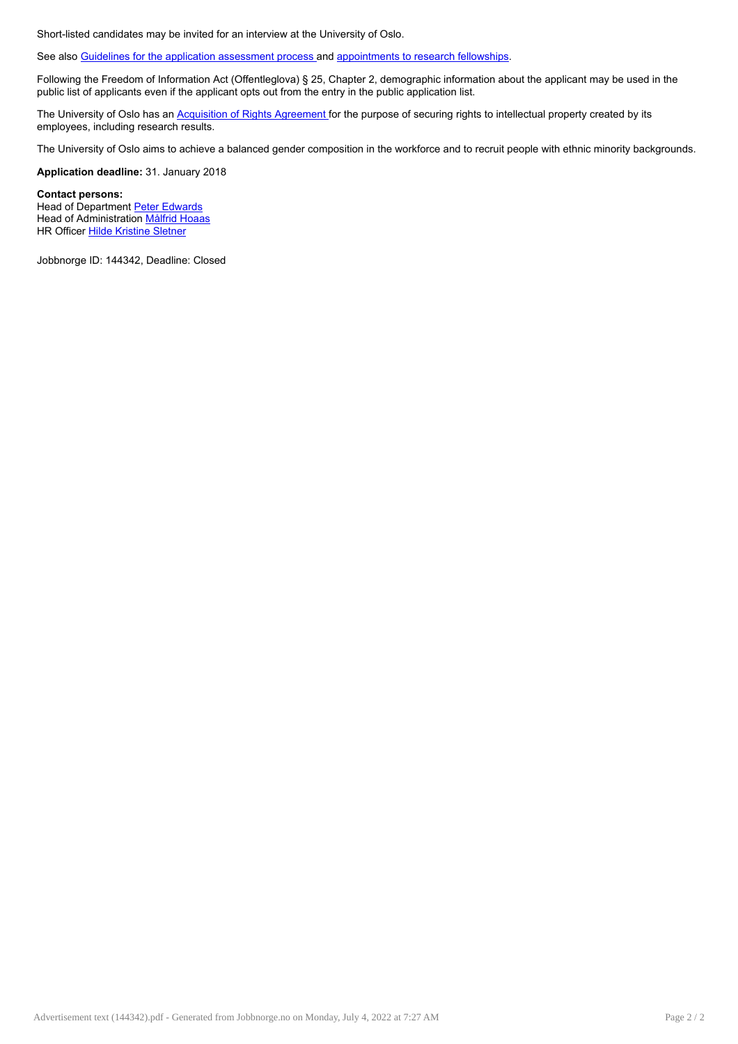Short-listed candidates may be invited for an interview at the University of Oslo.

See also Guidelines for the application assessment process and appointments to research fellowships.

Following the Freedom of Information Act (Offentleglova) § 25, Chapter 2, demographic information about the applicant may be used in the public list of applicants even if the applicant opts out from the entry in the public application list.

The University of Oslo has an Acquisition of Rights Agreement for the purpose of securing rights to intellectual property created by its employees, including research results.

The University of Oslo aims to achieve a balanced gender composition in the workforce and to recruit people with ethnic minority backgrounds.

**Application deadline:** 31. January 2018

**Contact persons:**
Head of Department Peter Edwards
Head of Administration Målfrid Hoaas
HR Officer Hilde Kristine Sletner

Jobbnorge ID: 144342, Deadline: Closed